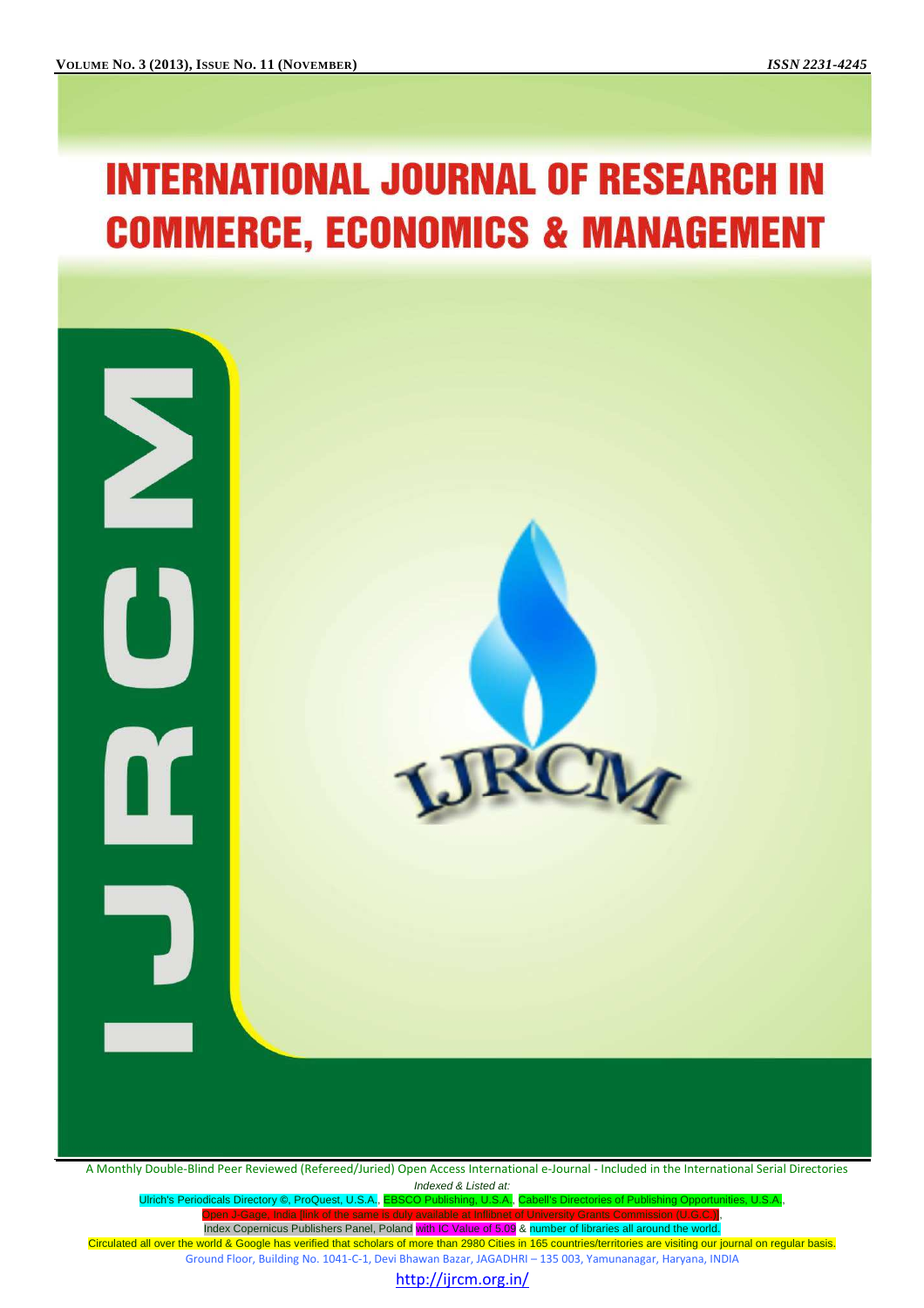# INTERNATIONAL JOURNAL OF RESEARCH IN COMMERCE, ECONOMICS & MANAGEMENT

A Monthly Double-Blind Peer Reviewed (Refereed/Juried) Open Access International e-Journal - Included in the International Serial Directories

*Indexed & Listed at:*

Ulrich's Periodicals Directory ©, ProQuest, U.S.A., EBSCO Publishing, U.S.A., Cabell's Directories of Publishing Opportunities, U.S.A.,
Open J-Gage, India [link of the same is duly available at Inflibnet of University Grants Commission (U.G.C.)],
Index Copernicus Publishers Panel, Poland with IC Value of 5.09 & number of libraries all around the world.

Circulated all over the world & Google has verified that scholars of more than 2980 Cities in 165 countries/territories are visiting our journal on regular basis.

Ground Floor, Building No. 1041-C-1, Devi Bhawan Bazar, JAGADHRI – 135 003, Yamunanagar, Haryana, INDIA

http://ijrcm.org.in/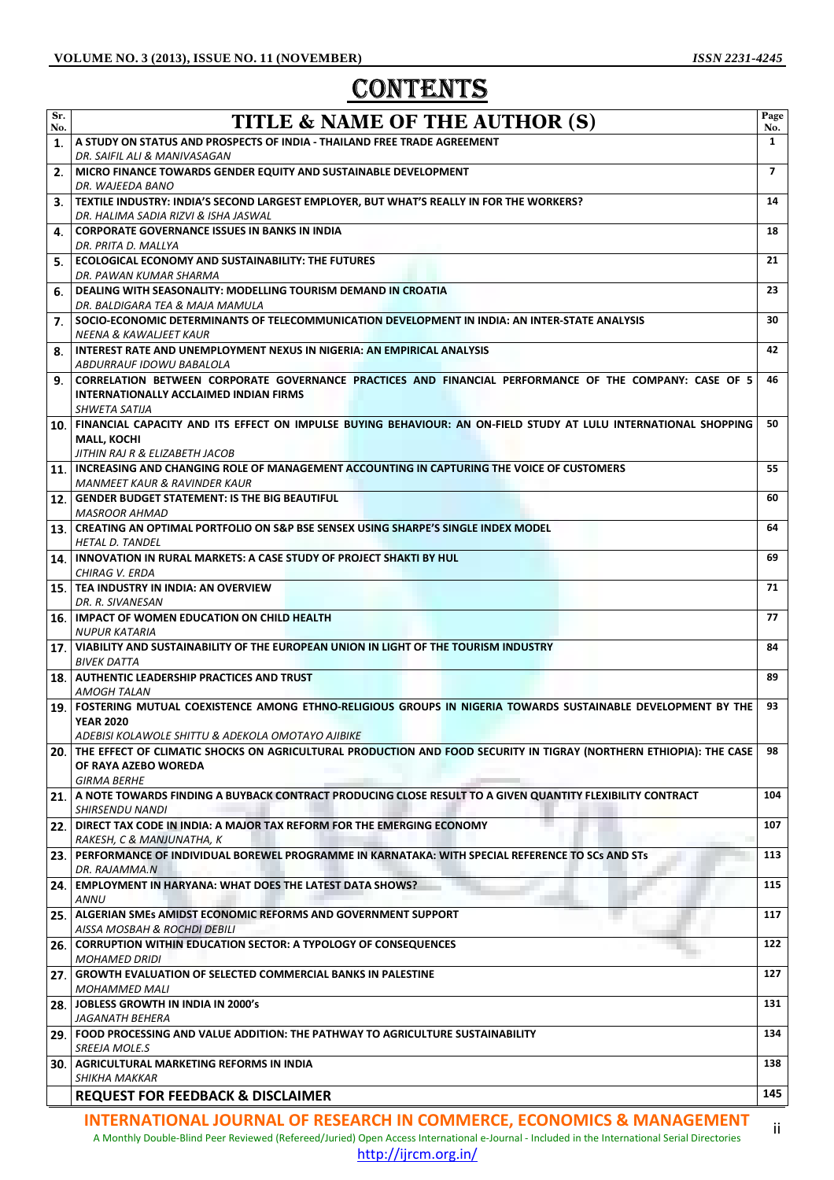# CONTENTS

| Sr. No. | TITLE & NAME OF THE AUTHOR (S) | Page No. |
|---|---|---|
| 1. | **A STUDY ON STATUS AND PROSPECTS OF INDIA - THAILAND FREE TRADE AGREEMENT** *DR. SAIFIL ALI & MANIVASAGAN* | 1 |
| 2. | **MICRO FINANCE TOWARDS GENDER EQUITY AND SUSTAINABLE DEVELOPMENT** *DR. WAJEEDA BANO* | 7 |
| 3. | **TEXTILE INDUSTRY: INDIA'S SECOND LARGEST EMPLOYER, BUT WHAT'S REALLY IN FOR THE WORKERS?** *DR. HALIMA SADIA RIZVI & ISHA JASWAL* | 14 |
| 4. | **CORPORATE GOVERNANCE ISSUES IN BANKS IN INDIA** *DR. PRITA D. MALLYA* | 18 |
| 5. | **ECOLOGICAL ECONOMY AND SUSTAINABILITY: THE FUTURES** *DR. PAWAN KUMAR SHARMA* | 21 |
| 6. | **DEALING WITH SEASONALITY: MODELLING TOURISM DEMAND IN CROATIA** *DR. BALDIGARA TEA & MAJA MAMULA* | 23 |
| 7. | **SOCIO-ECONOMIC DETERMINANTS OF TELECOMMUNICATION DEVELOPMENT IN INDIA: AN INTER-STATE ANALYSIS** *NEENA & KAWALJEET KAUR* | 30 |
| 8. | **INTEREST RATE AND UNEMPLOYMENT NEXUS IN NIGERIA: AN EMPIRICAL ANALYSIS** *ABDURRAUF IDOWU BABALOLA* | 42 |
| 9. | **CORRELATION BETWEEN CORPORATE GOVERNANCE PRACTICES AND FINANCIAL PERFORMANCE OF THE COMPANY: CASE OF 5 INTERNATIONALLY ACCLAIMED INDIAN FIRMS** *SHWETA SATIJA* | 46 |
| 10. | **FINANCIAL CAPACITY AND ITS EFFECT ON IMPULSE BUYING BEHAVIOUR: AN ON-FIELD STUDY AT LULU INTERNATIONAL SHOPPING MALL, KOCHI** *JITHIN RAJ R & ELIZABETH JACOB* | 50 |
| 11. | **INCREASING AND CHANGING ROLE OF MANAGEMENT ACCOUNTING IN CAPTURING THE VOICE OF CUSTOMERS** *MANMEET KAUR & RAVINDER KAUR* | 55 |
| 12. | **GENDER BUDGET STATEMENT: IS THE BIG BEAUTIFUL** *MASROOR AHMAD* | 60 |
| 13. | **CREATING AN OPTIMAL PORTFOLIO ON S&P BSE SENSEX USING SHARPE'S SINGLE INDEX MODEL** *HETAL D. TANDEL* | 64 |
| 14. | **INNOVATION IN RURAL MARKETS: A CASE STUDY OF PROJECT SHAKTI BY HUL** *CHIRAG V. ERDA* | 69 |
| 15. | **TEA INDUSTRY IN INDIA: AN OVERVIEW** *DR. R. SIVANESAN* | 71 |
| 16. | **IMPACT OF WOMEN EDUCATION ON CHILD HEALTH** *NUPUR KATARIA* | 77 |
| 17. | **VIABILITY AND SUSTAINABILITY OF THE EUROPEAN UNION IN LIGHT OF THE TOURISM INDUSTRY** *BIVEK DATTA* | 84 |
| 18. | **AUTHENTIC LEADERSHIP PRACTICES AND TRUST** *AMOGH TALAN* | 89 |
| 19. | **FOSTERING MUTUAL COEXISTENCE AMONG ETHNO-RELIGIOUS GROUPS IN NIGERIA TOWARDS SUSTAINABLE DEVELOPMENT BY THE YEAR 2020** *ADEBISI KOLAWOLE SHITTU & ADEKOLA OMOTAYO AJIBIKE* | 93 |
| 20. | **THE EFFECT OF CLIMATIC SHOCKS ON AGRICULTURAL PRODUCTION AND FOOD SECURITY IN TIGRAY (NORTHERN ETHIOPIA): THE CASE OF RAYA AZEBO WOREDA** *GIRMA BERHE* | 98 |
| 21. | **A NOTE TOWARDS FINDING A BUYBACK CONTRACT PRODUCING CLOSE RESULT TO A GIVEN QUANTITY FLEXIBILITY CONTRACT** *SHIRSENDU NANDI* | 104 |
| 22. | **DIRECT TAX CODE IN INDIA: A MAJOR TAX REFORM FOR THE EMERGING ECONOMY** *RAKESH, C & MANJUNATHA, K* | 107 |
| 23. | **PERFORMANCE OF INDIVIDUAL BOREWEL PROGRAMME IN KARNATAKA: WITH SPECIAL REFERENCE TO SCs AND STs** *DR. RAJAMMA.N* | 113 |
| 24. | **EMPLOYMENT IN HARYANA: WHAT DOES THE LATEST DATA SHOWS?** *ANNU* | 115 |
| 25. | **ALGERIAN SMEs AMIDST ECONOMIC REFORMS AND GOVERNMENT SUPPORT** *AISSA MOSBAH & ROCHDI DEBILI* | 117 |
| 26. | **CORRUPTION WITHIN EDUCATION SECTOR: A TYPOLOGY OF CONSEQUENCES** *MOHAMED DRIDI* | 122 |
| 27. | **GROWTH EVALUATION OF SELECTED COMMERCIAL BANKS IN PALESTINE** *MOHAMMED MALI* | 127 |
| 28. | **JOBLESS GROWTH IN INDIA IN 2000's** *JAGANATH BEHERA* | 131 |
| 29. | **FOOD PROCESSING AND VALUE ADDITION: THE PATHWAY TO AGRICULTURE SUSTAINABILITY** *SREEJA MOLE.S* | 134 |
| 30. | **AGRICULTURAL MARKETING REFORMS IN INDIA** *SHIKHA MAKKAR* | 138 |
| | **REQUEST FOR FEEDBACK & DISCLAIMER** | 145 |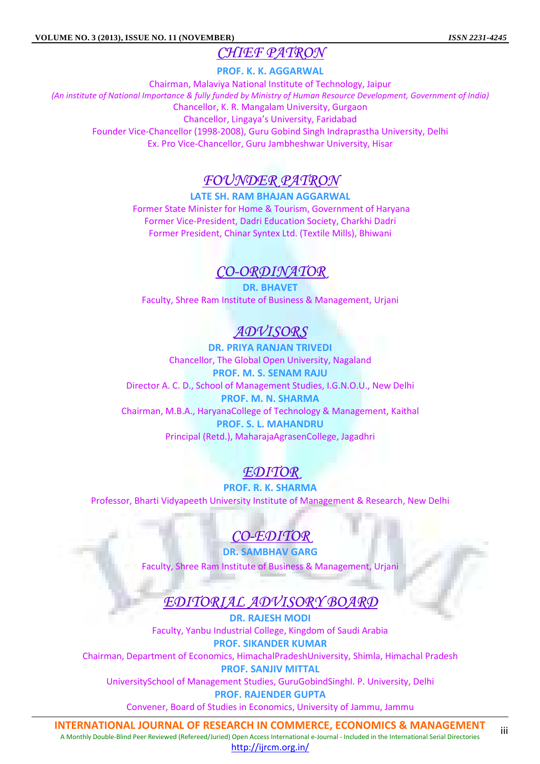## CHIEF PATRON

**PROF. K. K. AGGARWAL**

Chairman, Malaviya National Institute of Technology, Jaipur

*(An institute of National Importance & fully funded by Ministry of Human Resource Development, Government of India)*

Chancellor, K. R. Mangalam University, Gurgaon

Chancellor, Lingaya's University, Faridabad

Founder Vice-Chancellor (1998-2008), Guru Gobind Singh Indraprastha University, Delhi

Ex. Pro Vice-Chancellor, Guru Jambheshwar University, Hisar

## FOUNDER PATRON

**LATE SH. RAM BHAJAN AGGARWAL**

Former State Minister for Home & Tourism, Government of Haryana

Former Vice-President, Dadri Education Society, Charkhi Dadri

Former President, Chinar Syntex Ltd. (Textile Mills), Bhiwani

## CO-ORDINATOR

**DR. BHAVET**

Faculty, Shree Ram Institute of Business & Management, Urjani

## ADVISORS

**DR. PRIYA RANJAN TRIVEDI**

Chancellor, The Global Open University, Nagaland

**PROF. M. S. SENAM RAJU**

Director A. C. D., School of Management Studies, I.G.N.O.U., New Delhi

**PROF. M. N. SHARMA**

Chairman, M.B.A., HaryanaCollege of Technology & Management, Kaithal

**PROF. S. L. MAHANDRU**

Principal (Retd.), MaharajaAgrasenCollege, Jagadhri

## EDITOR

**PROF. R. K. SHARMA**

Professor, Bharti Vidyapeeth University Institute of Management & Research, New Delhi

## CO-EDITOR

**DR. SAMBHAV GARG**

Faculty, Shree Ram Institute of Business & Management, Urjani

## EDITORIAL ADVISORY BOARD

**DR. RAJESH MODI**

Faculty, Yanbu Industrial College, Kingdom of Saudi Arabia

**PROF. SIKANDER KUMAR**

Chairman, Department of Economics, HimachalPradeshUniversity, Shimla, Himachal Pradesh

**PROF. SANJIV MITTAL**

UniversitySchool of Management Studies, GuruGobindSinghI. P. University, Delhi

**PROF. RAJENDER GUPTA**

Convener, Board of Studies in Economics, University of Jammu, Jammu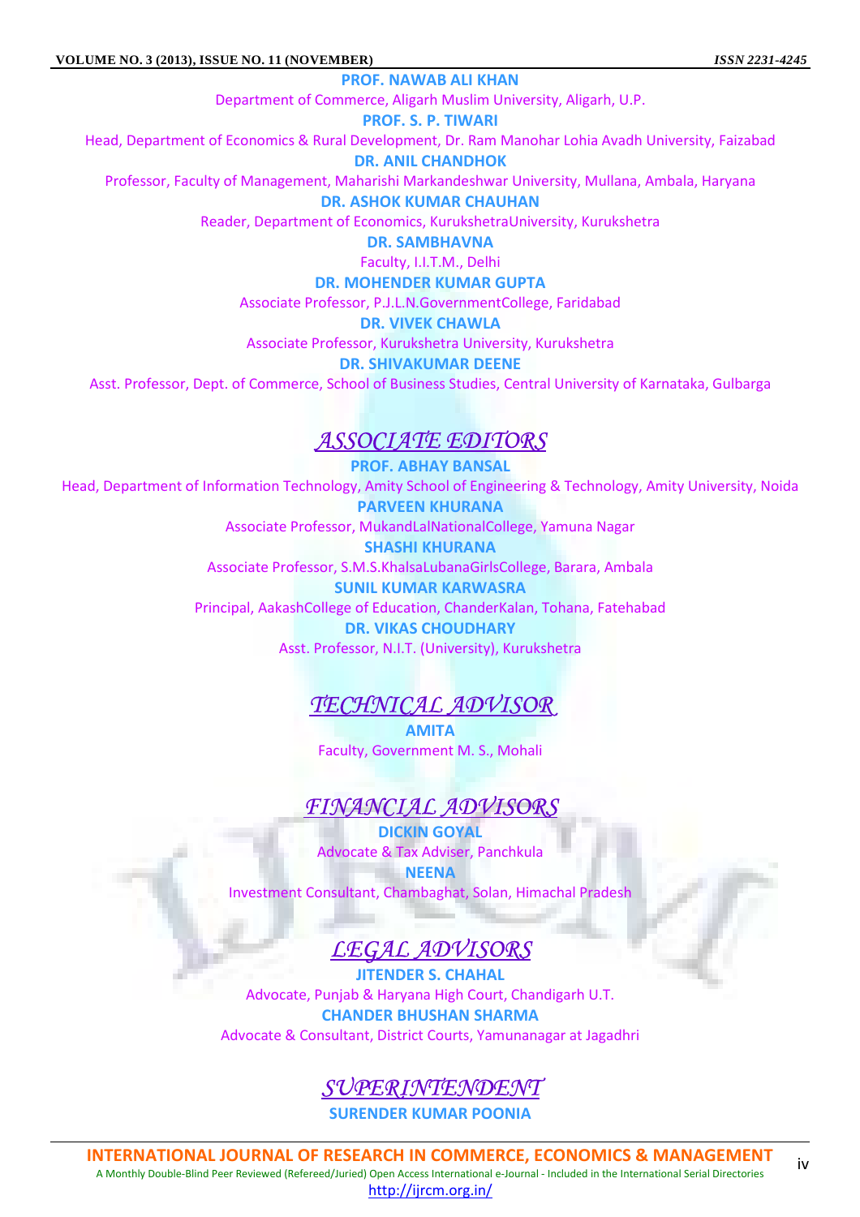**PROF. NAWAB ALI KHAN**

Department of Commerce, Aligarh Muslim University, Aligarh, U.P.

**PROF. S. P. TIWARI**

Head, Department of Economics & Rural Development, Dr. Ram Manohar Lohia Avadh University, Faizabad

**DR. ANIL CHANDHOK**

Professor, Faculty of Management, Maharishi Markandeshwar University, Mullana, Ambala, Haryana

**DR. ASHOK KUMAR CHAUHAN**

Reader, Department of Economics, KurukshetraUniversity, Kurukshetra

**DR. SAMBHAVNA**

Faculty, I.I.T.M., Delhi

**DR. MOHENDER KUMAR GUPTA**

Associate Professor, P.J.L.N.GovernmentCollege, Faridabad

**DR. VIVEK CHAWLA**

Associate Professor, Kurukshetra University, Kurukshetra

**DR. SHIVAKUMAR DEENE**

Asst. Professor, Dept. of Commerce, School of Business Studies, Central University of Karnataka, Gulbarga

## *ASSOCIATE EDITORS*

**PROF. ABHAY BANSAL**

Head, Department of Information Technology, Amity School of Engineering & Technology, Amity University, Noida

**PARVEEN KHURANA**

Associate Professor, MukandLalNationalCollege, Yamuna Nagar

**SHASHI KHURANA**

Associate Professor, S.M.S.KhalsaLubanaGirlsCollege, Barara, Ambala

**SUNIL KUMAR KARWASRA**

Principal, AakashCollege of Education, ChanderKalan, Tohana, Fatehabad

**DR. VIKAS CHOUDHARY**

Asst. Professor, N.I.T. (University), Kurukshetra

## *TECHNICAL ADVISOR*

**AMITA**

Faculty, Government M. S., Mohali

## *FINANCIAL ADVISORS*

**DICKIN GOYAL**

Advocate & Tax Adviser, Panchkula

**NEENA**

Investment Consultant, Chambaghat, Solan, Himachal Pradesh

## *LEGAL ADVISORS*

**JITENDER S. CHAHAL**

Advocate, Punjab & Haryana High Court, Chandigarh U.T.

**CHANDER BHUSHAN SHARMA**

Advocate & Consultant, District Courts, Yamunanagar at Jagadhri

## *SUPERINTENDENT*

**SURENDER KUMAR POONIA**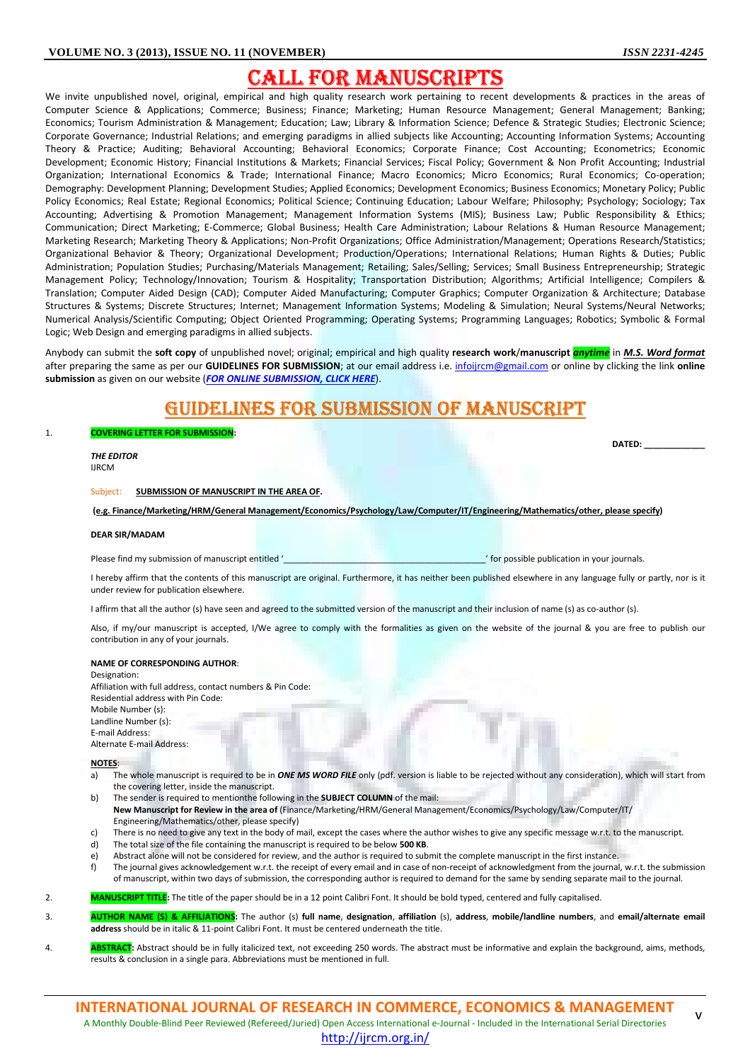# CALL FOR MANUSCRIPTS

We invite unpublished novel, original, empirical and high quality research work pertaining to recent developments & practices in the areas of Computer Science & Applications; Commerce; Business; Finance; Marketing; Human Resource Management; General Management; Banking; Economics; Tourism Administration & Management; Education; Law; Library & Information Science; Defence & Strategic Studies; Electronic Science; Corporate Governance; Industrial Relations; and emerging paradigms in allied subjects like Accounting; Accounting Information Systems; Accounting Theory & Practice; Auditing; Behavioral Accounting; Behavioral Economics; Corporate Finance; Cost Accounting; Econometrics; Economic Development; Economic History; Financial Institutions & Markets; Financial Services; Fiscal Policy; Government & Non Profit Accounting; Industrial Organization; International Economics & Trade; International Finance; Macro Economics; Micro Economics; Rural Economics; Co-operation; Demography: Development Planning; Development Studies; Applied Economics; Development Economics; Business Economics; Monetary Policy; Public Policy Economics; Real Estate; Regional Economics; Political Science; Continuing Education; Labour Welfare; Philosophy; Psychology; Sociology; Tax Accounting; Advertising & Promotion Management; Management Information Systems (MIS); Business Law; Public Responsibility & Ethics; Communication; Direct Marketing; E-Commerce; Global Business; Health Care Administration; Labour Relations & Human Resource Management; Marketing Research; Marketing Theory & Applications; Non-Profit Organizations; Office Administration/Management; Operations Research/Statistics; Organizational Behavior & Theory; Organizational Development; Production/Operations; International Relations; Human Rights & Duties; Public Administration; Population Studies; Purchasing/Materials Management; Retailing; Sales/Selling; Services; Small Business Entrepreneurship; Strategic Management Policy; Technology/Innovation; Tourism & Hospitality; Transportation Distribution; Algorithms; Artificial Intelligence; Compilers & Translation; Computer Aided Design (CAD); Computer Aided Manufacturing; Computer Graphics; Computer Organization & Architecture; Database Structures & Systems; Discrete Structures; Internet; Management Information Systems; Modeling & Simulation; Neural Systems/Neural Networks; Numerical Analysis/Scientific Computing; Object Oriented Programming; Operating Systems; Programming Languages; Robotics; Symbolic & Formal Logic; Web Design and emerging paradigms in allied subjects.

Anybody can submit the **soft copy** of unpublished novel; original; empirical and high quality **research work/manuscript** ***anytime*** in ***M.S. Word format*** after preparing the same as per our **GUIDELINES FOR SUBMISSION**; at our email address i.e. infoijrcm@gmail.com or online by clicking the link **online submission** as given on our website (***FOR ONLINE SUBMISSION, CLICK HERE***).

# GUIDELINES FOR SUBMISSION OF MANUSCRIPT

1. **COVERING LETTER FOR SUBMISSION:**

**DATED: _____________**

***THE EDITOR***
IJRCM

Subject: **SUBMISSION OF MANUSCRIPT IN THE AREA OF.**

**(e.g. Finance/Marketing/HRM/General Management/Economics/Psychology/Law/Computer/IT/Engineering/Mathematics/other, please specify)**

**DEAR SIR/MADAM**

Please find my submission of manuscript entitled '___________________________________________' for possible publication in your journals.

I hereby affirm that the contents of this manuscript are original. Furthermore, it has neither been published elsewhere in any language fully or partly, nor is it under review for publication elsewhere.

I affirm that all the author (s) have seen and agreed to the submitted version of the manuscript and their inclusion of name (s) as co-author (s).

Also, if my/our manuscript is accepted, I/We agree to comply with the formalities as given on the website of the journal & you are free to publish our contribution in any of your journals.

**NAME OF CORRESPONDING AUTHOR**:
Designation:
Affiliation with full address, contact numbers & Pin Code:
Residential address with Pin Code:
Mobile Number (s):
Landline Number (s):
E-mail Address:
Alternate E-mail Address:

**NOTES**:

a) The whole manuscript is required to be in ***ONE MS WORD FILE*** only (pdf. version is liable to be rejected without any consideration), which will start from the covering letter, inside the manuscript.
b) The sender is required to mentionthe following in the **SUBJECT COLUMN** of the mail:
**New Manuscript for Review in the area of** (Finance/Marketing/HRM/General Management/Economics/Psychology/Law/Computer/IT/ Engineering/Mathematics/other, please specify)
c) There is no need to give any text in the body of mail, except the cases where the author wishes to give any specific message w.r.t. to the manuscript.
d) The total size of the file containing the manuscript is required to be below **500 KB**.
e) Abstract alone will not be considered for review, and the author is required to submit the complete manuscript in the first instance.
f) The journal gives acknowledgement w.r.t. the receipt of every email and in case of non-receipt of acknowledgment from the journal, w.r.t. the submission of manuscript, within two days of submission, the corresponding author is required to demand for the same by sending separate mail to the journal.

2. **MANUSCRIPT TITLE:** The title of the paper should be in a 12 point Calibri Font. It should be bold typed, centered and fully capitalised.

3. **AUTHOR NAME (S) & AFFILIATIONS:** The author (s) **full name**, **designation**, **affiliation** (s), **address**, **mobile/landline numbers**, and **email/alternate email address** should be in italic & 11-point Calibri Font. It must be centered underneath the title.

4. **ABSTRACT:** Abstract should be in fully italicized text, not exceeding 250 words. The abstract must be informative and explain the background, aims, methods, results & conclusion in a single para. Abbreviations must be mentioned in full.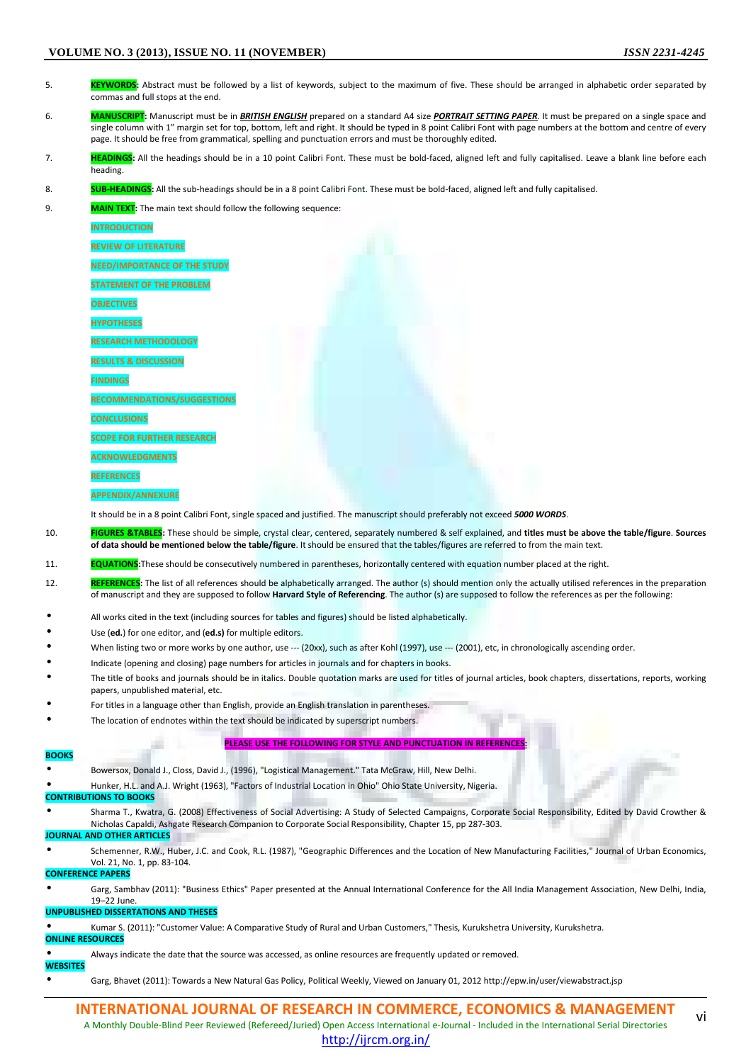5. **KEYWORDS:** Abstract must be followed by a list of keywords, subject to the maximum of five. These should be arranged in alphabetic order separated by commas and full stops at the end.

6. **MANUSCRIPT:** Manuscript must be in ***BRITISH ENGLISH*** prepared on a standard A4 size ***PORTRAIT SETTING PAPER***. It must be prepared on a single space and single column with 1" margin set for top, bottom, left and right. It should be typed in 8 point Calibri Font with page numbers at the bottom and centre of every page. It should be free from grammatical, spelling and punctuation errors and must be thoroughly edited.

7. **HEADINGS:** All the headings should be in a 10 point Calibri Font. These must be bold-faced, aligned left and fully capitalised. Leave a blank line before each heading.

8. **SUB-HEADINGS:** All the sub-headings should be in a 8 point Calibri Font. These must be bold-faced, aligned left and fully capitalised.

9. **MAIN TEXT:** The main text should follow the following sequence:

   INTRODUCTION

   REVIEW OF LITERATURE

   NEED/IMPORTANCE OF THE STUDY

   STATEMENT OF THE PROBLEM

   OBJECTIVES

   HYPOTHESES

   RESEARCH METHODOLOGY

   RESULTS & DISCUSSION

   FINDINGS

   RECOMMENDATIONS/SUGGESTIONS

   CONCLUSIONS

   SCOPE FOR FURTHER RESEARCH

   ACKNOWLEDGMENTS

   REFERENCES

   APPENDIX/ANNEXURE

   It should be in a 8 point Calibri Font, single spaced and justified. The manuscript should preferably not exceed ***5000 WORDS***.

10. **FIGURES &TABLES:** These should be simple, crystal clear, centered, separately numbered & self explained, and **titles must be above the table/figure**. **Sources of data should be mentioned below the table/figure**. It should be ensured that the tables/figures are referred to from the main text.

11. **EQUATIONS:** These should be consecutively numbered in parentheses, horizontally centered with equation number placed at the right.

12. **REFERENCES:** The list of all references should be alphabetically arranged. The author (s) should mention only the actually utilised references in the preparation of manuscript and they are supposed to follow **Harvard Style of Referencing**. The author (s) are supposed to follow the references as per the following:

- All works cited in the text (including sources for tables and figures) should be listed alphabetically.
- Use (**ed.**) for one editor, and (**ed.s)** for multiple editors.
- When listing two or more works by one author, use --- (20xx), such as after Kohl (1997), use --- (2001), etc, in chronologically ascending order.
- Indicate (opening and closing) page numbers for articles in journals and for chapters in books.
- The title of books and journals should be in italics. Double quotation marks are used for titles of journal articles, book chapters, dissertations, reports, working papers, unpublished material, etc.
- For titles in a language other than English, provide an English translation in parentheses.
- The location of endnotes within the text should be indicated by superscript numbers.

**PLEASE USE THE FOLLOWING FOR STYLE AND PUNCTUATION IN REFERENCES:**

**BOOKS**

- Bowersox, Donald J., Closs, David J., (1996), "Logistical Management." Tata McGraw, Hill, New Delhi.
- Hunker, H.L. and A.J. Wright (1963), "Factors of Industrial Location in Ohio" Ohio State University, Nigeria.

**CONTRIBUTIONS TO BOOKS**

- Sharma T., Kwatra, G. (2008) Effectiveness of Social Advertising: A Study of Selected Campaigns, Corporate Social Responsibility, Edited by David Crowther & Nicholas Capaldi, Ashgate Research Companion to Corporate Social Responsibility, Chapter 15, pp 287-303.

**JOURNAL AND OTHER ARTICLES**

- Schemenner, R.W., Huber, J.C. and Cook, R.L. (1987), "Geographic Differences and the Location of New Manufacturing Facilities," Journal of Urban Economics, Vol. 21, No. 1, pp. 83-104.

**CONFERENCE PAPERS**

- Garg, Sambhav (2011): "Business Ethics" Paper presented at the Annual International Conference for the All India Management Association, New Delhi, India, 19–22 June.

**UNPUBLISHED DISSERTATIONS AND THESES**

- Kumar S. (2011): "Customer Value: A Comparative Study of Rural and Urban Customers," Thesis, Kurukshetra University, Kurukshetra.

**ONLINE RESOURCES**

- Always indicate the date that the source was accessed, as online resources are frequently updated or removed.

**WEBSITES**

- Garg, Bhavet (2011): Towards a New Natural Gas Policy, Political Weekly, Viewed on January 01, 2012 http://epw.in/user/viewabstract.jsp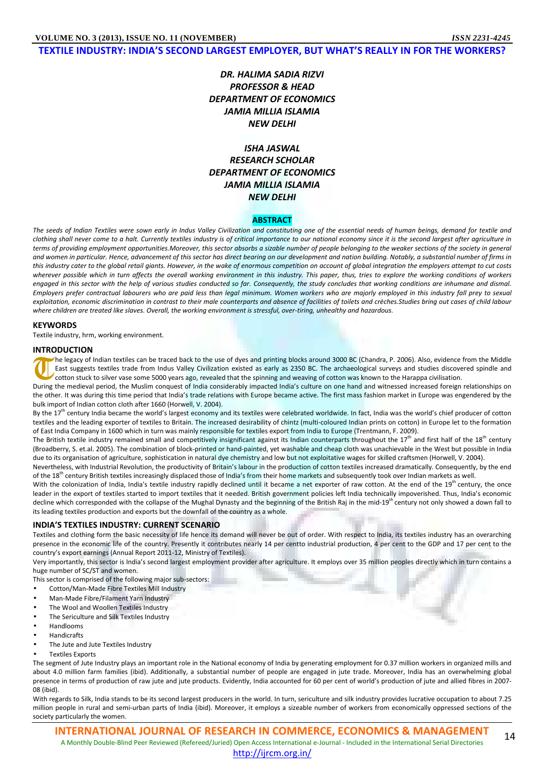# TEXTILE INDUSTRY: INDIA'S SECOND LARGEST EMPLOYER, BUT WHAT'S REALLY IN FOR THE WORKERS?

*DR. HALIMA SADIA RIZVI*
*PROFESSOR & HEAD*
*DEPARTMENT OF ECONOMICS*
*JAMIA MILLIA ISLAMIA*
*NEW DELHI*

*ISHA JASWAL*
*RESEARCH SCHOLAR*
*DEPARTMENT OF ECONOMICS*
*JAMIA MILLIA ISLAMIA*
*NEW DELHI*

## ABSTRACT

*The seeds of Indian Textiles were sown early in Indus Valley Civilization and constituting one of the essential needs of human beings, demand for textile and clothing shall never come to a halt. Currently textiles industry is of critical importance to our national economy since it is the second largest after agriculture in terms of providing employment opportunities.Moreover, this sector absorbs a sizable number of people belonging to the weaker sections of the society in general and women in particular. Hence, advancement of this sector has direct bearing on our development and nation building. Notably, a substantial number of firms in this industry cater to the global retail giants. However, in the wake of enormous competition on account of global integration the employers attempt to cut costs wherever possible which in turn affects the overall working environment in this industry. This paper, thus, tries to explore the working conditions of workers engaged in this sector with the help of various studies conducted so far. Consequently, the study concludes that working conditions are inhumane and dismal. Employers prefer contractual labourers who are paid less than legal minimum. Women workers who are majorly employed in this industry fall prey to sexual exploitation, economic discrimination in contrast to their male counterparts and absence of facilities of toilets and crèches.Studies bring out cases of child labour where children are treated like slaves. Overall, the working environment is stressful, over-tiring, unhealthy and hazardous.*

## KEYWORDS

Textile industry, hrm, working environment.

## INTRODUCTION

The legacy of Indian textiles can be traced back to the use of dyes and printing blocks around 3000 BC (Chandra, P. 2006). Also, evidence from the Middle East suggests textiles trade from Indus Valley Civilization existed as early as 2350 BC. The archaeological surveys and studies discovered spindle and cotton stuck to silver vase some 5000 years ago, revealed that the spinning and weaving of cotton was known to the Harappa civilisation.

During the medieval period, the Muslim conquest of India considerably impacted India's culture on one hand and witnessed increased foreign relationships on the other. It was during this time period that India's trade relations with Europe became active. The first mass fashion market in Europe was engendered by the bulk import of Indian cotton cloth after 1660 (Horwell, V. 2004).

By the 17th century India became the world's largest economy and its textiles were celebrated worldwide. In fact, India was the world's chief producer of cotton textiles and the leading exporter of textiles to Britain. The increased desirability of chintz (multi-coloured Indian prints on cotton) in Europe let to the formation of East India Company in 1600 which in turn was mainly responsible for textiles export from India to Europe (Trentmann, F. 2009).

The British textile industry remained small and competitively insignificant against its Indian counterparts throughout the 17th and first half of the 18th century (Broadberry, S. et.al. 2005). The combination of block-printed or hand-painted, yet washable and cheap cloth was unachievable in the West but possible in India due to its organisation of agriculture, sophistication in natural dye chemistry and low but not exploitative wages for skilled craftsmen (Horwell, V. 2004).

Nevertheless, with Industrial Revolution, the productivity of Britain's labour in the production of cotton textiles increased dramatically. Consequently, by the end of the 18th century British textiles increasingly displaced those of India's from their home markets and subsequently took over Indian markets as well.

With the colonization of India, India's textile industry rapidly declined until it became a net exporter of raw cotton. At the end of the 19th century, the once leader in the export of textiles started to import textiles that it needed. British government policies left India technically impoverished. Thus, India's economic decline which corresponded with the collapse of the Mughal Dynasty and the beginning of the British Raj in the mid-19th century not only showed a down fall to its leading textiles production and exports but the downfall of the country as a whole.

## INDIA'S TEXTILES INDUSTRY: CURRENT SCENARIO

Textiles and clothing form the basic necessity of life hence its demand will never be out of order. With respect to India, its textiles industry has an overarching presence in the economic life of the country. Presently it contributes nearly 14 per centto industrial production, 4 per cent to the GDP and 17 per cent to the country's export earnings (Annual Report 2011-12, Ministry of Textiles).

Very importantly, this sector is India's second largest employment provider after agriculture. It employs over 35 million peoples directly which in turn contains a huge number of SC/ST and women.

This sector is comprised of the following major sub-sectors:

- Cotton/Man-Made Fibre Textiles Mill Industry
- Man-Made Fibre/Filament Yarn Industry
- The Wool and Woollen Textiles Industry
- The Sericulture and Silk Textiles Industry
- Handlooms
- Handicrafts
- The Jute and Jute Textiles Industry
- Textiles Exports

The segment of Jute Industry plays an important role in the National economy of India by generating employment for 0.37 million workers in organized mills and about 4.0 million farm families (ibid). Additionally, a substantial number of people are engaged in jute trade. Moreover, India has an overwhelming global presence in terms of production of raw jute and jute products. Evidently, India accounted for 60 per cent of world's production of jute and allied fibres in 2007-08 (ibid).

With regards to Silk, India stands to be its second largest producers in the world. In turn, sericulture and silk industry provides lucrative occupation to about 7.25 million people in rural and semi-urban parts of India (ibid). Moreover, it employs a sizeable number of workers from economically oppressed sections of the society particularly the women.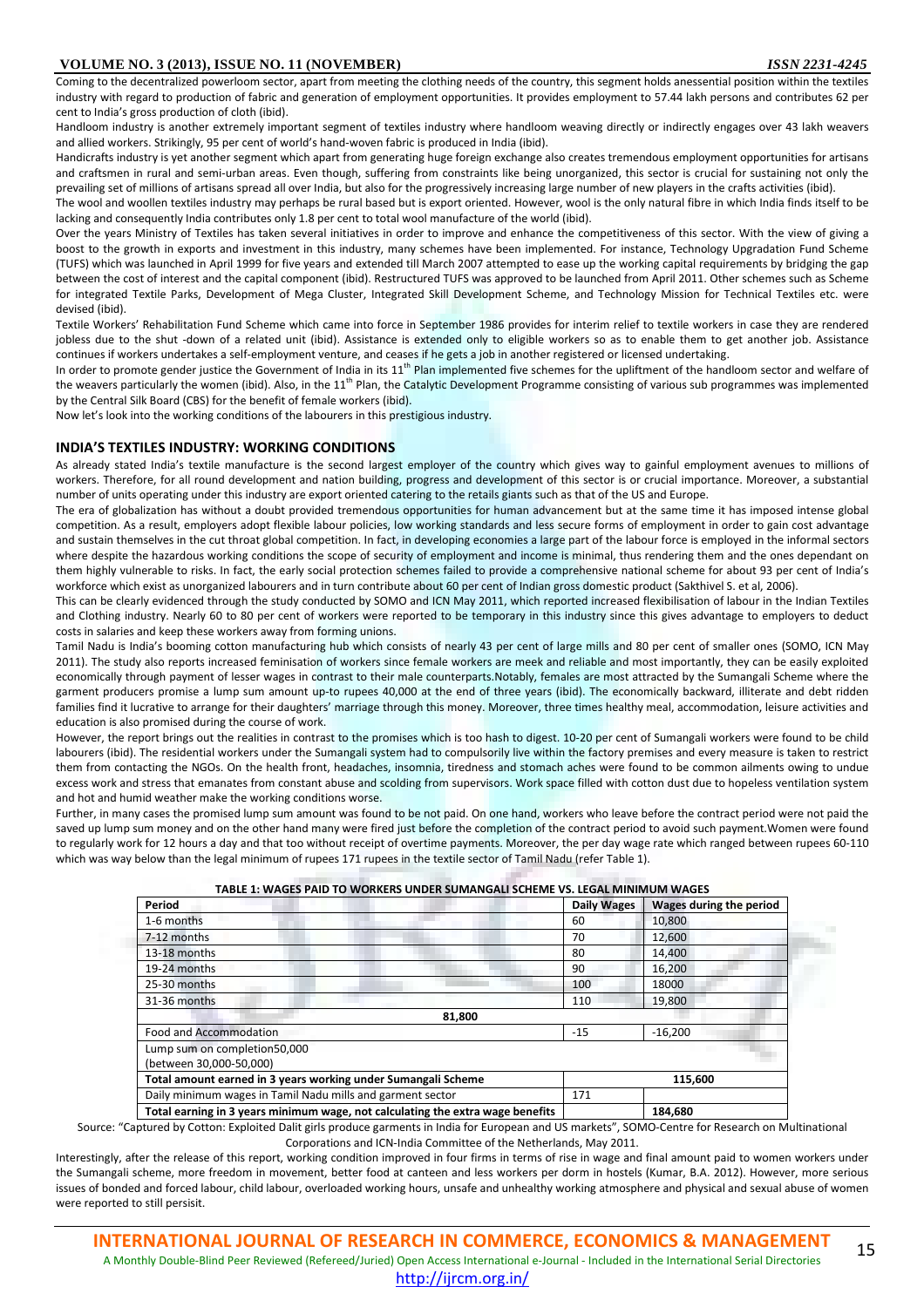Coming to the decentralized powerloom sector, apart from meeting the clothing needs of the country, this segment holds anessential position within the textiles industry with regard to production of fabric and generation of employment opportunities. It provides employment to 57.44 lakh persons and contributes 62 per cent to India's gross production of cloth (ibid).

Handloom industry is another extremely important segment of textiles industry where handloom weaving directly or indirectly engages over 43 lakh weavers and allied workers. Strikingly, 95 per cent of world's hand-woven fabric is produced in India (ibid).

Handicrafts industry is yet another segment which apart from generating huge foreign exchange also creates tremendous employment opportunities for artisans and craftsmen in rural and semi-urban areas. Even though, suffering from constraints like being unorganized, this sector is crucial for sustaining not only the prevailing set of millions of artisans spread all over India, but also for the progressively increasing large number of new players in the crafts activities (ibid).

The wool and woollen textiles industry may perhaps be rural based but is export oriented. However, wool is the only natural fibre in which India finds itself to be lacking and consequently India contributes only 1.8 per cent to total wool manufacture of the world (ibid).

Over the years Ministry of Textiles has taken several initiatives in order to improve and enhance the competitiveness of this sector. With the view of giving a boost to the growth in exports and investment in this industry, many schemes have been implemented. For instance, Technology Upgradation Fund Scheme (TUFS) which was launched in April 1999 for five years and extended till March 2007 attempted to ease up the working capital requirements by bridging the gap between the cost of interest and the capital component (ibid). Restructured TUFS was approved to be launched from April 2011. Other schemes such as Scheme for integrated Textile Parks, Development of Mega Cluster, Integrated Skill Development Scheme, and Technology Mission for Technical Textiles etc. were devised (ibid).

Textile Workers' Rehabilitation Fund Scheme which came into force in September 1986 provides for interim relief to textile workers in case they are rendered jobless due to the shut -down of a related unit (ibid). Assistance is extended only to eligible workers so as to enable them to get another job. Assistance continues if workers undertakes a self-employment venture, and ceases if he gets a job in another registered or licensed undertaking.

In order to promote gender justice the Government of India in its 11th Plan implemented five schemes for the upliftment of the handloom sector and welfare of the weavers particularly the women (ibid). Also, in the 11th Plan, the Catalytic Development Programme consisting of various sub programmes was implemented by the Central Silk Board (CBS) for the benefit of female workers (ibid).

Now let's look into the working conditions of the labourers in this prestigious industry.

## INDIA'S TEXTILES INDUSTRY: WORKING CONDITIONS

As already stated India's textile manufacture is the second largest employer of the country which gives way to gainful employment avenues to millions of workers. Therefore, for all round development and nation building, progress and development of this sector is or crucial importance. Moreover, a substantial number of units operating under this industry are export oriented catering to the retails giants such as that of the US and Europe.

The era of globalization has without a doubt provided tremendous opportunities for human advancement but at the same time it has imposed intense global competition. As a result, employers adopt flexible labour policies, low working standards and less secure forms of employment in order to gain cost advantage and sustain themselves in the cut throat global competition. In fact, in developing economies a large part of the labour force is employed in the informal sectors where despite the hazardous working conditions the scope of security of employment and income is minimal, thus rendering them and the ones dependant on them highly vulnerable to risks. In fact, the early social protection schemes failed to provide a comprehensive national scheme for about 93 per cent of India's workforce which exist as unorganized labourers and in turn contribute about 60 per cent of Indian gross domestic product (Sakthivel S. et al, 2006).

This can be clearly evidenced through the study conducted by SOMO and ICN May 2011, which reported increased flexibilisation of labour in the Indian Textiles and Clothing industry. Nearly 60 to 80 per cent of workers were reported to be temporary in this industry since this gives advantage to employers to deduct costs in salaries and keep these workers away from forming unions.

Tamil Nadu is India's booming cotton manufacturing hub which consists of nearly 43 per cent of large mills and 80 per cent of smaller ones (SOMO, ICN May 2011). The study also reports increased feminisation of workers since female workers are meek and reliable and most importantly, they can be easily exploited economically through payment of lesser wages in contrast to their male counterparts.Notably, females are most attracted by the Sumangali Scheme where the garment producers promise a lump sum amount up-to rupees 40,000 at the end of three years (ibid). The economically backward, illiterate and debt ridden families find it lucrative to arrange for their daughters' marriage through this money. Moreover, three times healthy meal, accommodation, leisure activities and education is also promised during the course of work.

However, the report brings out the realities in contrast to the promises which is too hash to digest. 10-20 per cent of Sumangali workers were found to be child labourers (ibid). The residential workers under the Sumangali system had to compulsorily live within the factory premises and every measure is taken to restrict them from contacting the NGOs. On the health front, headaches, insomnia, tiredness and stomach aches were found to be common ailments owing to undue excess work and stress that emanates from constant abuse and scolding from supervisors. Work space filled with cotton dust due to hopeless ventilation system and hot and humid weather make the working conditions worse.

Further, in many cases the promised lump sum amount was found to be not paid. On one hand, workers who leave before the contract period were not paid the saved up lump sum money and on the other hand many were fired just before the completion of the contract period to avoid such payment.Women were found to regularly work for 12 hours a day and that too without receipt of overtime payments. Moreover, the per day wage rate which ranged between rupees 60-110 which was way below than the legal minimum of rupees 171 rupees in the textile sector of Tamil Nadu (refer Table 1).

**TABLE 1: WAGES PAID TO WORKERS UNDER SUMANGALI SCHEME VS. LEGAL MINIMUM WAGES**

| Period | Daily Wages | Wages during the period |
|---|---|---|
| 1-6 months | 60 | 10,800 |
| 7-12 months | 70 | 12,600 |
| 13-18 months | 80 | 14,400 |
| 19-24 months | 90 | 16,200 |
| 25-30 months | 100 | 18000 |
| 31-36 months | 110 | 19,800 |
| 81,800 | | |
| Food and Accommodation | -15 | -16,200 |
| Lump sum on completion50,000 (between 30,000-50,000) | | |
| **Total amount earned in 3 years working under Sumangali Scheme** | **115,600** | |
| Daily minimum wages in Tamil Nadu mills and garment sector | 171 | |
| **Total earning in 3 years minimum wage, not calculating the extra wage benefits** | | **184,680** |

Source: "Captured by Cotton: Exploited Dalit girls produce garments in India for European and US markets", SOMO-Centre for Research on Multinational Corporations and ICN-India Committee of the Netherlands, May 2011.

Interestingly, after the release of this report, working condition improved in four firms in terms of rise in wage and final amount paid to women workers under the Sumangali scheme, more freedom in movement, better food at canteen and less workers per dorm in hostels (Kumar, B.A. 2012). However, more serious issues of bonded and forced labour, child labour, overloaded working hours, unsafe and unhealthy working atmosphere and physical and sexual abuse of women were reported to still persisit.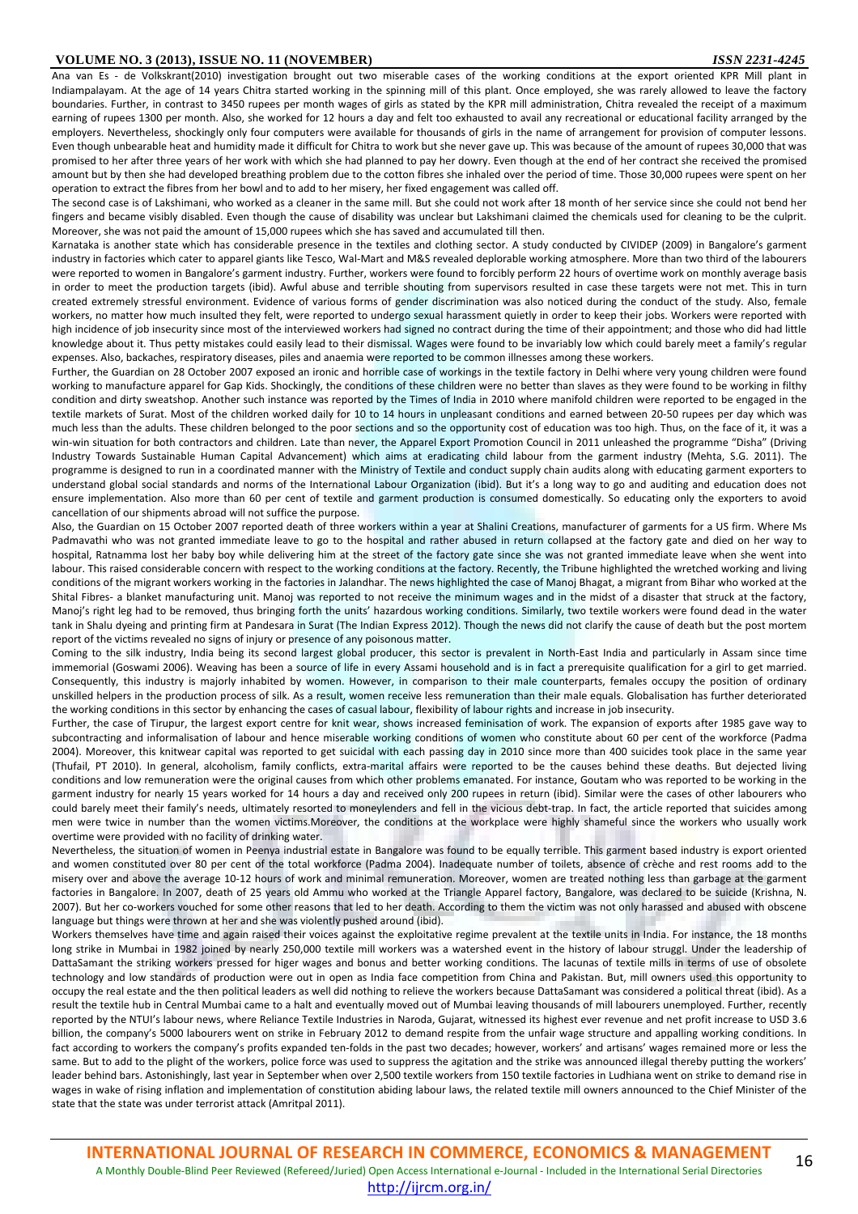Ana van Es - de Volkskrant(2010) investigation brought out two miserable cases of the working conditions at the export oriented KPR Mill plant in Indiampalayam. At the age of 14 years Chitra started working in the spinning mill of this plant. Once employed, she was rarely allowed to leave the factory boundaries. Further, in contrast to 3450 rupees per month wages of girls as stated by the KPR mill administration, Chitra revealed the receipt of a maximum earning of rupees 1300 per month. Also, she worked for 12 hours a day and felt too exhausted to avail any recreational or educational facility arranged by the employers. Nevertheless, shockingly only four computers were available for thousands of girls in the name of arrangement for provision of computer lessons. Even though unbearable heat and humidity made it difficult for Chitra to work but she never gave up. This was because of the amount of rupees 30,000 that was promised to her after three years of her work with which she had planned to pay her dowry. Even though at the end of her contract she received the promised amount but by then she had developed breathing problem due to the cotton fibres she inhaled over the period of time. Those 30,000 rupees were spent on her operation to extract the fibres from her bowl and to add to her misery, her fixed engagement was called off.

The second case is of Lakshimani, who worked as a cleaner in the same mill. But she could not work after 18 month of her service since she could not bend her fingers and became visibly disabled. Even though the cause of disability was unclear but Lakshimani claimed the chemicals used for cleaning to be the culprit. Moreover, she was not paid the amount of 15,000 rupees which she has saved and accumulated till then.

Karnataka is another state which has considerable presence in the textiles and clothing sector. A study conducted by CIVIDEP (2009) in Bangalore's garment industry in factories which cater to apparel giants like Tesco, Wal-Mart and M&S revealed deplorable working atmosphere. More than two third of the labourers were reported to women in Bangalore's garment industry. Further, workers were found to forcibly perform 22 hours of overtime work on monthly average basis in order to meet the production targets (ibid). Awful abuse and terrible shouting from supervisors resulted in case these targets were not met. This in turn created extremely stressful environment. Evidence of various forms of gender discrimination was also noticed during the conduct of the study. Also, female workers, no matter how much insulted they felt, were reported to undergo sexual harassment quietly in order to keep their jobs. Workers were reported with high incidence of job insecurity since most of the interviewed workers had signed no contract during the time of their appointment; and those who did had little knowledge about it. Thus petty mistakes could easily lead to their dismissal. Wages were found to be invariably low which could barely meet a family's regular expenses. Also, backaches, respiratory diseases, piles and anaemia were reported to be common illnesses among these workers.

Further, the Guardian on 28 October 2007 exposed an ironic and horrible case of workings in the textile factory in Delhi where very young children were found working to manufacture apparel for Gap Kids. Shockingly, the conditions of these children were no better than slaves as they were found to be working in filthy condition and dirty sweatshop. Another such instance was reported by the Times of India in 2010 where manifold children were reported to be engaged in the textile markets of Surat. Most of the children worked daily for 10 to 14 hours in unpleasant conditions and earned between 20-50 rupees per day which was much less than the adults. These children belonged to the poor sections and so the opportunity cost of education was too high. Thus, on the face of it, it was a win-win situation for both contractors and children. Late than never, the Apparel Export Promotion Council in 2011 unleashed the programme "Disha" (Driving Industry Towards Sustainable Human Capital Advancement) which aims at eradicating child labour from the garment industry (Mehta, S.G. 2011). The programme is designed to run in a coordinated manner with the Ministry of Textile and conduct supply chain audits along with educating garment exporters to understand global social standards and norms of the International Labour Organization (ibid). But it's a long way to go and auditing and education does not ensure implementation. Also more than 60 per cent of textile and garment production is consumed domestically. So educating only the exporters to avoid cancellation of our shipments abroad will not suffice the purpose.

Also, the Guardian on 15 October 2007 reported death of three workers within a year at Shalini Creations, manufacturer of garments for a US firm. Where Ms Padmavathi who was not granted immediate leave to go to the hospital and rather abused in return collapsed at the factory gate and died on her way to hospital, Ratnamma lost her baby boy while delivering him at the street of the factory gate since she was not granted immediate leave when she went into labour. This raised considerable concern with respect to the working conditions at the factory. Recently, the Tribune highlighted the wretched working and living conditions of the migrant workers working in the factories in Jalandhar. The news highlighted the case of Manoj Bhagat, a migrant from Bihar who worked at the Shital Fibres- a blanket manufacturing unit. Manoj was reported to not receive the minimum wages and in the midst of a disaster that struck at the factory, Manoj's right leg had to be removed, thus bringing forth the units' hazardous working conditions. Similarly, two textile workers were found dead in the water tank in Shalu dyeing and printing firm at Pandesara in Surat (The Indian Express 2012). Though the news did not clarify the cause of death but the post mortem report of the victims revealed no signs of injury or presence of any poisonous matter.

Coming to the silk industry, India being its second largest global producer, this sector is prevalent in North-East India and particularly in Assam since time immemorial (Goswami 2006). Weaving has been a source of life in every Assami household and is in fact a prerequisite qualification for a girl to get married. Consequently, this industry is majorly inhabited by women. However, in comparison to their male counterparts, females occupy the position of ordinary unskilled helpers in the production process of silk. As a result, women receive less remuneration than their male equals. Globalisation has further deteriorated the working conditions in this sector by enhancing the cases of casual labour, flexibility of labour rights and increase in job insecurity.

Further, the case of Tirupur, the largest export centre for knit wear, shows increased feminisation of work. The expansion of exports after 1985 gave way to subcontracting and informalisation of labour and hence miserable working conditions of women who constitute about 60 per cent of the workforce (Padma 2004). Moreover, this knitwear capital was reported to get suicidal with each passing day in 2010 since more than 400 suicides took place in the same year (Thufail, PT 2010). In general, alcoholism, family conflicts, extra-marital affairs were reported to be the causes behind these deaths. But dejected living conditions and low remuneration were the original causes from which other problems emanated. For instance, Goutam who was reported to be working in the garment industry for nearly 15 years worked for 14 hours a day and received only 200 rupees in return (ibid). Similar were the cases of other labourers who could barely meet their family's needs, ultimately resorted to moneylenders and fell in the vicious debt-trap. In fact, the article reported that suicides among men were twice in number than the women victims.Moreover, the conditions at the workplace were highly shameful since the workers who usually work overtime were provided with no facility of drinking water.

Nevertheless, the situation of women in Peenya industrial estate in Bangalore was found to be equally terrible. This garment based industry is export oriented and women constituted over 80 per cent of the total workforce (Padma 2004). Inadequate number of toilets, absence of crèche and rest rooms add to the misery over and above the average 10-12 hours of work and minimal remuneration. Moreover, women are treated nothing less than garbage at the garment factories in Bangalore. In 2007, death of 25 years old Ammu who worked at the Triangle Apparel factory, Bangalore, was declared to be suicide (Krishna, N. 2007). But her co-workers vouched for some other reasons that led to her death. According to them the victim was not only harassed and abused with obscene language but things were thrown at her and she was violently pushed around (ibid).

Workers themselves have time and again raised their voices against the exploitative regime prevalent at the textile units in India. For instance, the 18 months long strike in Mumbai in 1982 joined by nearly 250,000 textile mill workers was a watershed event in the history of labour struggl. Under the leadership of DattaSamant the striking workers pressed for higer wages and bonus and better working conditions. The lacunas of textile mills in terms of use of obsolete technology and low standards of production were out in open as India face competition from China and Pakistan. But, mill owners used this opportunity to occupy the real estate and the then political leaders as well did nothing to relieve the workers because DattaSamant was considered a political threat (ibid). As a result the textile hub in Central Mumbai came to a halt and eventually moved out of Mumbai leaving thousands of mill labourers unemployed. Further, recently reported by the NTUI's labour news, where Reliance Textile Industries in Naroda, Gujarat, witnessed its highest ever revenue and net profit increase to USD 3.6 billion, the company's 5000 labourers went on strike in February 2012 to demand respite from the unfair wage structure and appalling working conditions. In fact according to workers the company's profits expanded ten-folds in the past two decades; however, workers' and artisans' wages remained more or less the same. But to add to the plight of the workers, police force was used to suppress the agitation and the strike was announced illegal thereby putting the workers' leader behind bars. Astonishingly, last year in September when over 2,500 textile workers from 150 textile factories in Ludhiana went on strike to demand rise in wages in wake of rising inflation and implementation of constitution abiding labour laws, the related textile mill owners announced to the Chief Minister of the state that the state was under terrorist attack (Amritpal 2011).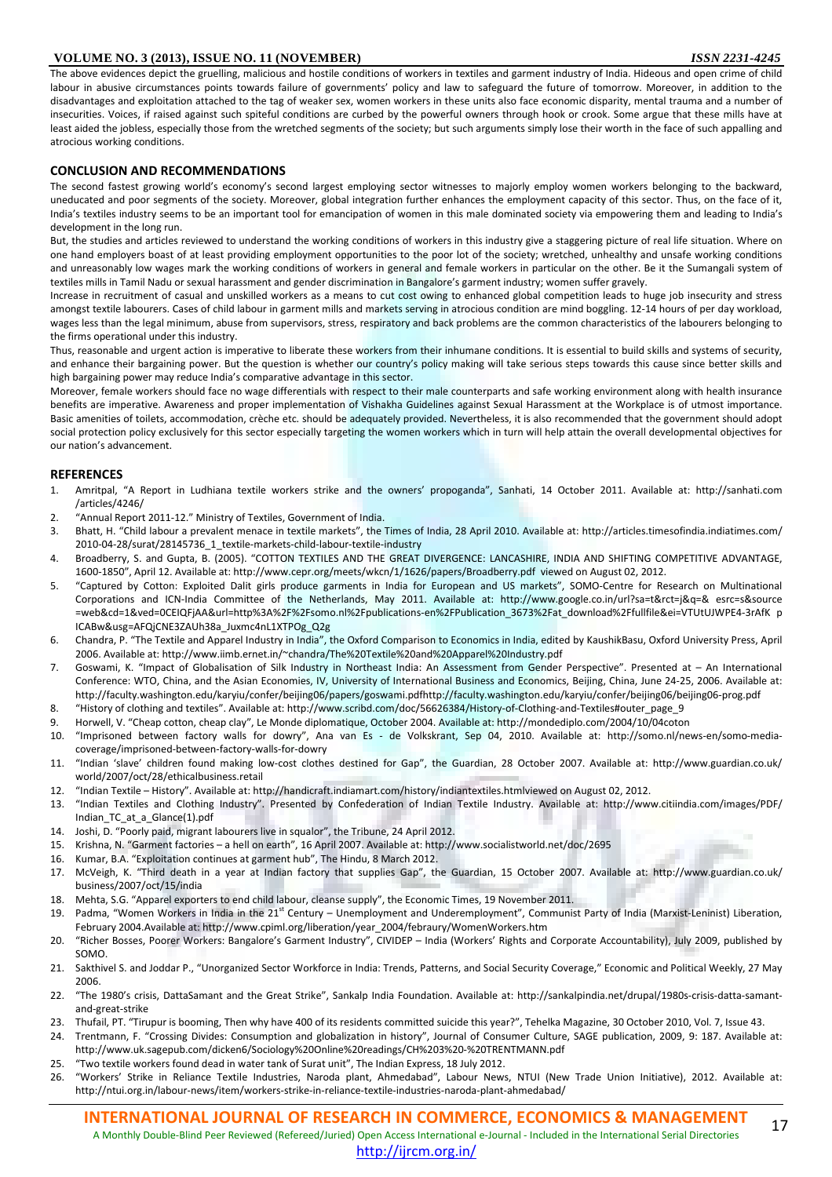The above evidences depict the gruelling, malicious and hostile conditions of workers in textiles and garment industry of India. Hideous and open crime of child labour in abusive circumstances points towards failure of governments' policy and law to safeguard the future of tomorrow. Moreover, in addition to the disadvantages and exploitation attached to the tag of weaker sex, women workers in these units also face economic disparity, mental trauma and a number of insecurities. Voices, if raised against such spiteful conditions are curbed by the powerful owners through hook or crook. Some argue that these mills have at least aided the jobless, especially those from the wretched segments of the society; but such arguments simply lose their worth in the face of such appalling and atrocious working conditions.

## CONCLUSION AND RECOMMENDATIONS

The second fastest growing world's economy's second largest employing sector witnesses to majorly employ women workers belonging to the backward, uneducated and poor segments of the society. Moreover, global integration further enhances the employment capacity of this sector. Thus, on the face of it, India's textiles industry seems to be an important tool for emancipation of women in this male dominated society via empowering them and leading to India's development in the long run.

But, the studies and articles reviewed to understand the working conditions of workers in this industry give a staggering picture of real life situation. Where on one hand employers boast of at least providing employment opportunities to the poor lot of the society; wretched, unhealthy and unsafe working conditions and unreasonably low wages mark the working conditions of workers in general and female workers in particular on the other. Be it the Sumangali system of textiles mills in Tamil Nadu or sexual harassment and gender discrimination in Bangalore's garment industry; women suffer gravely.

Increase in recruitment of casual and unskilled workers as a means to cut cost owing to enhanced global competition leads to huge job insecurity and stress amongst textile labourers. Cases of child labour in garment mills and markets serving in atrocious condition are mind boggling. 12-14 hours of per day workload, wages less than the legal minimum, abuse from supervisors, stress, respiratory and back problems are the common characteristics of the labourers belonging to the firms operational under this industry.

Thus, reasonable and urgent action is imperative to liberate these workers from their inhumane conditions. It is essential to build skills and systems of security, and enhance their bargaining power. But the question is whether our country's policy making will take serious steps towards this cause since better skills and high bargaining power may reduce India's comparative advantage in this sector.

Moreover, female workers should face no wage differentials with respect to their male counterparts and safe working environment along with health insurance benefits are imperative. Awareness and proper implementation of Vishakha Guidelines against Sexual Harassment at the Workplace is of utmost importance. Basic amenities of toilets, accommodation, crèche etc. should be adequately provided. Nevertheless, it is also recommended that the government should adopt social protection policy exclusively for this sector especially targeting the women workers which in turn will help attain the overall developmental objectives for our nation's advancement.

## REFERENCES

1. Amritpal, "A Report in Ludhiana textile workers strike and the owners' propoganda", Sanhati, 14 October 2011. Available at: http://sanhati.com /articles/4246/
2. "Annual Report 2011-12." Ministry of Textiles, Government of India.
3. Bhatt, H. "Child labour a prevalent menace in textile markets", the Times of India, 28 April 2010. Available at: http://articles.timesofindia.indiatimes.com/ 2010-04-28/surat/28145736_1_textile-markets-child-labour-textile-industry
4. Broadberry, S. and Gupta, B. (2005). "COTTON TEXTILES AND THE GREAT DIVERGENCE: LANCASHIRE, INDIA AND SHIFTING COMPETITIVE ADVANTAGE, 1600-1850", April 12. Available at: http://www.cepr.org/meets/wkcn/1/1626/papers/Broadberry.pdf viewed on August 02, 2012.
5. "Captured by Cotton: Exploited Dalit girls produce garments in India for European and US markets", SOMO-Centre for Research on Multinational Corporations and ICN-India Committee of the Netherlands, May 2011. Available at: http://www.google.co.in/url?sa=t&rct=j&q=& esrc=s&source =web&cd=1&ved=0CEIQFjAA&url=http%3A%2F%2Fsomo.nl%2Fpublications-en%2FPublication_3673%2Fat_download%2Ffullfile&ei=VTUtUJWPE4-3rAfK p ICABw&usg=AFQjCNE3ZAUh38a_Juxmc4nL1XTPOg_Q2g
6. Chandra, P. "The Textile and Apparel Industry in India", the Oxford Comparison to Economics in India, edited by KaushikBasu, Oxford University Press, April 2006. Available at: http://www.iimb.ernet.in/~chandra/The%20Textile%20and%20Apparel%20Industry.pdf
7. Goswami, K. "Impact of Globalisation of Silk Industry in Northeast India: An Assessment from Gender Perspective". Presented at – An International Conference: WTO, China, and the Asian Economies, IV, University of International Business and Economics, Beijing, China, June 24-25, 2006. Available at: http://faculty.washington.edu/karyiu/confer/beijing06/papers/goswami.pdfhttp://faculty.washington.edu/karyiu/confer/beijing06/beijing06-prog.pdf
8. "History of clothing and textiles". Available at: http://www.scribd.com/doc/56626384/History-of-Clothing-and-Textiles#outer_page_9
9. Horwell, V. "Cheap cotton, cheap clay", Le Monde diplomatique, October 2004. Available at: http://mondediplo.com/2004/10/04coton
10. "Imprisoned between factory walls for dowry", Ana van Es - de Volkskrant, Sep 04, 2010. Available at: http://somo.nl/news-en/somo-media-coverage/imprisoned-between-factory-walls-for-dowry
11. "Indian 'slave' children found making low-cost clothes destined for Gap", the Guardian, 28 October 2007. Available at: http://www.guardian.co.uk/ world/2007/oct/28/ethicalbusiness.retail
12. "Indian Textile – History". Available at: http://handicraft.indiamart.com/history/indiantextiles.htmlviewed on August 02, 2012.
13. "Indian Textiles and Clothing Industry". Presented by Confederation of Indian Textile Industry. Available at: http://www.citiindia.com/images/PDF/ Indian_TC_at_a_Glance(1).pdf
14. Joshi, D. "Poorly paid, migrant labourers live in squalor", the Tribune, 24 April 2012.
15. Krishna, N. "Garment factories – a hell on earth", 16 April 2007. Available at: http://www.socialistworld.net/doc/2695
16. Kumar, B.A. "Exploitation continues at garment hub", The Hindu, 8 March 2012.
17. McVeigh, K. "Third death in a year at Indian factory that supplies Gap", the Guardian, 15 October 2007. Available at: http://www.guardian.co.uk/ business/2007/oct/15/india
18. Mehta, S.G. "Apparel exporters to end child labour, cleanse supply", the Economic Times, 19 November 2011.
19. Padma, "Women Workers in India in the 21st Century – Unemployment and Underemployment", Communist Party of India (Marxist-Leninist) Liberation, February 2004.Available at: http://www.cpiml.org/liberation/year_2004/febraury/WomenWorkers.htm
20. "Richer Bosses, Poorer Workers: Bangalore's Garment Industry", CIVIDEP – India (Workers' Rights and Corporate Accountability), July 2009, published by SOMO.
21. Sakthivel S. and Joddar P., "Unorganized Sector Workforce in India: Trends, Patterns, and Social Security Coverage," Economic and Political Weekly, 27 May 2006.
22. "The 1980's crisis, DattaSamant and the Great Strike", Sankalp India Foundation. Available at: http://sankalpindia.net/drupal/1980s-crisis-datta-samant-and-great-strike
23. Thufail, PT. "Tirupur is booming, Then why have 400 of its residents committed suicide this year?", Tehelka Magazine, 30 October 2010, Vol. 7, Issue 43.
24. Trentmann, F. "Crossing Divides: Consumption and globalization in history", Journal of Consumer Culture, SAGE publication, 2009, 9: 187. Available at: http://www.uk.sagepub.com/dicken6/Sociology%20Online%20readings/CH%203%20-%20TRENTMANN.pdf
25. "Two textile workers found dead in water tank of Surat unit", The Indian Express, 18 July 2012.
26. "Workers' Strike in Reliance Textile Industries, Naroda plant, Ahmedabad", Labour News, NTUI (New Trade Union Initiative), 2012. Available at: http://ntui.org.in/labour-news/item/workers-strike-in-reliance-textile-industries-naroda-plant-ahmedabad/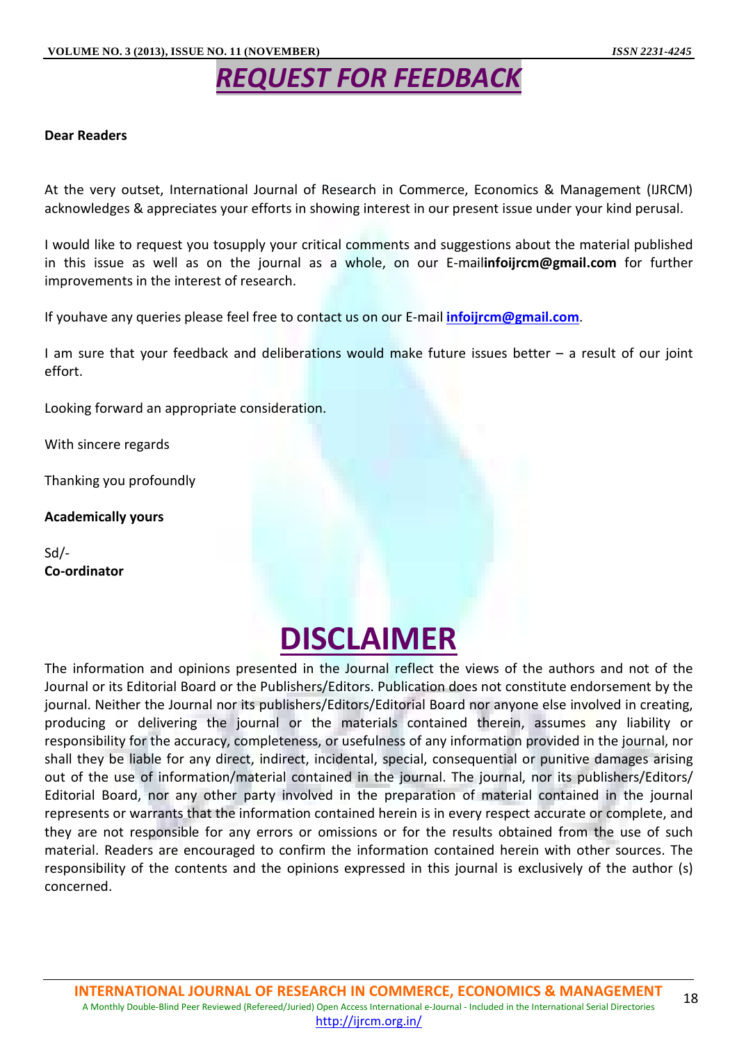# *REQUEST FOR FEEDBACK*

**Dear Readers**

At the very outset, International Journal of Research in Commerce, Economics & Management (IJRCM) acknowledges & appreciates your efforts in showing interest in our present issue under your kind perusal.

I would like to request you tosupply your critical comments and suggestions about the material published in this issue as well as on the journal as a whole, on our E-mail**infoijrcm@gmail.com** for further improvements in the interest of research.

If youhave any queries please feel free to contact us on our E-mail **infoijrcm@gmail.com**.

I am sure that your feedback and deliberations would make future issues better – a result of our joint effort.

Looking forward an appropriate consideration.

With sincere regards

Thanking you profoundly

**Academically yours**

Sd/-
**Co-ordinator**

# DISCLAIMER

The information and opinions presented in the Journal reflect the views of the authors and not of the Journal or its Editorial Board or the Publishers/Editors. Publication does not constitute endorsement by the journal. Neither the Journal nor its publishers/Editors/Editorial Board nor anyone else involved in creating, producing or delivering the journal or the materials contained therein, assumes any liability or responsibility for the accuracy, completeness, or usefulness of any information provided in the journal, nor shall they be liable for any direct, indirect, incidental, special, consequential or punitive damages arising out of the use of information/material contained in the journal. The journal, nor its publishers/Editors/ Editorial Board, nor any other party involved in the preparation of material contained in the journal represents or warrants that the information contained herein is in every respect accurate or complete, and they are not responsible for any errors or omissions or for the results obtained from the use of such material. Readers are encouraged to confirm the information contained herein with other sources. The responsibility of the contents and the opinions expressed in this journal is exclusively of the author (s) concerned.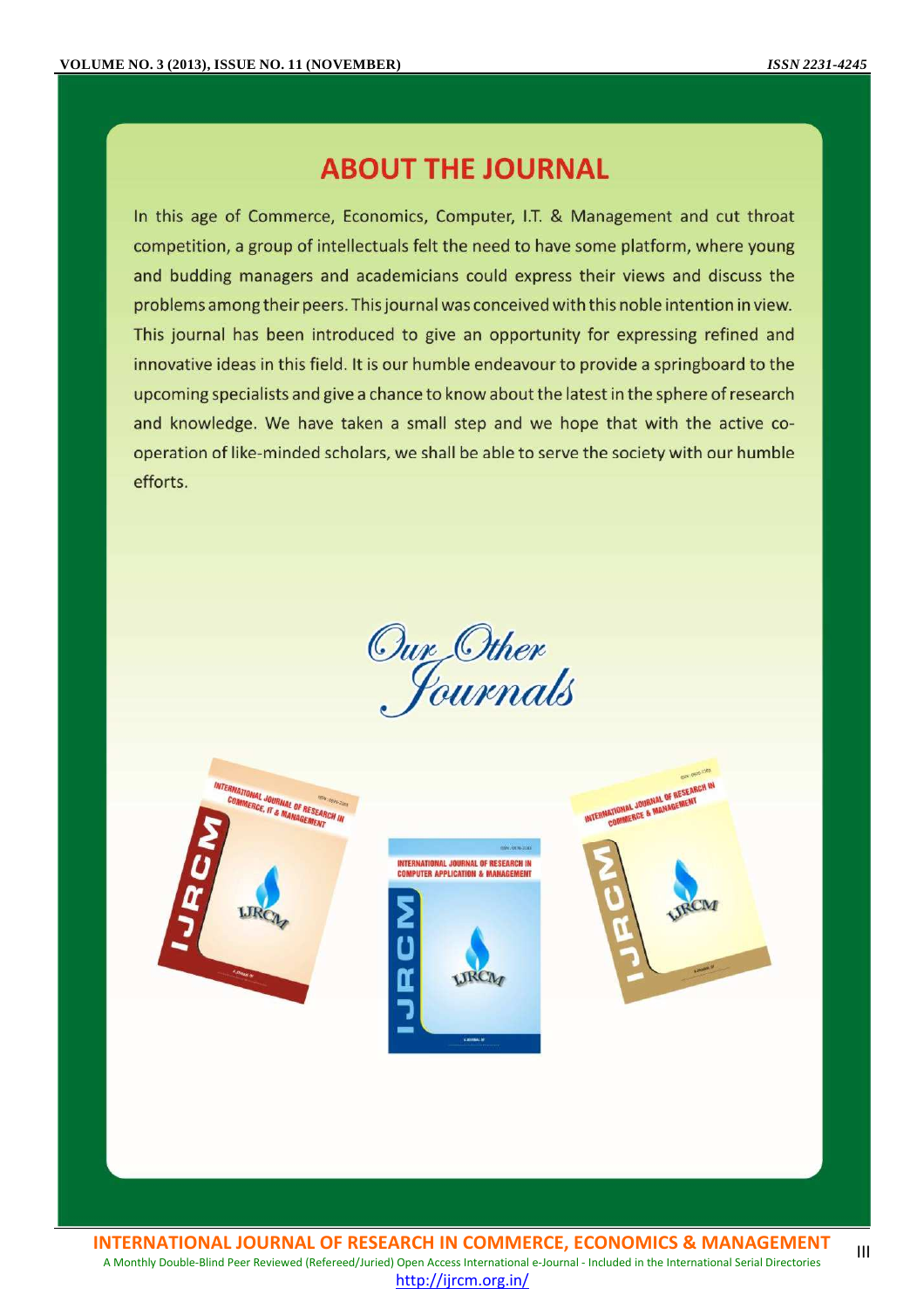# ABOUT THE JOURNAL

In this age of Commerce, Economics, Computer, I.T. & Management and cut throat competition, a group of intellectuals felt the need to have some platform, where young and budding managers and academicians could express their views and discuss the problems among their peers. This journal was conceived with this noble intention in view. This journal has been introduced to give an opportunity for expressing refined and innovative ideas in this field. It is our humble endeavour to provide a springboard to the upcoming specialists and give a chance to know about the latest in the sphere of research and knowledge. We have taken a small step and we hope that with the active co-operation of like-minded scholars, we shall be able to serve the society with our humble efforts.

*Our Other Journals*